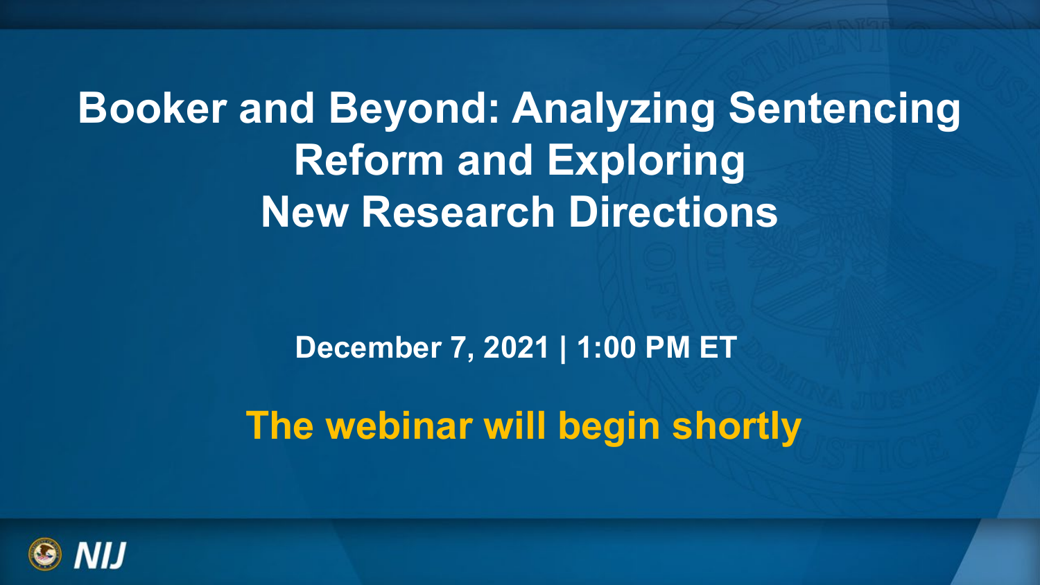# Booker and Beyond: Analyzing Sentencing Reform and Exploring New Research Directions

**December 7, 2021 | 1:00 PM ET**

**The webinar will begin shortly**

NIJ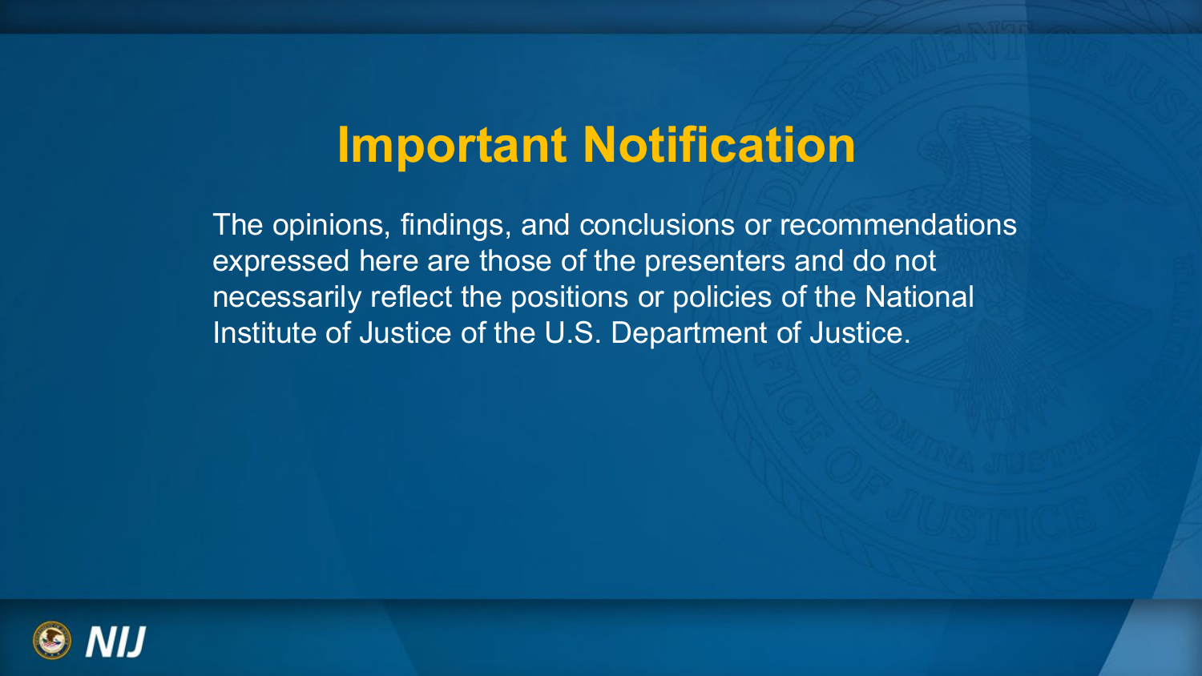# Important Notification

The opinions, findings, and conclusions or recommendations expressed here are those of the presenters and do not necessarily reflect the positions or policies of the National Institute of Justice of the U.S. Department of Justice.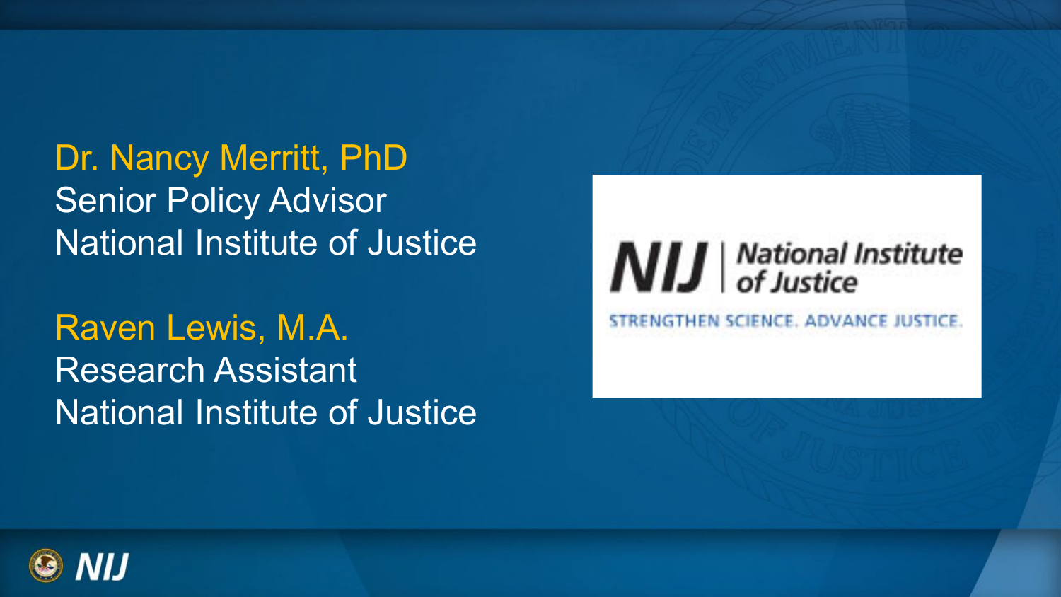**Dr. Nancy Merritt, PhD**
Senior Policy Advisor
National Institute of Justice

**Raven Lewis, M.A.**
Research Assistant
National Institute of Justice

NIJ | National Institute of Justice

STRENGTHEN SCIENCE. ADVANCE JUSTICE.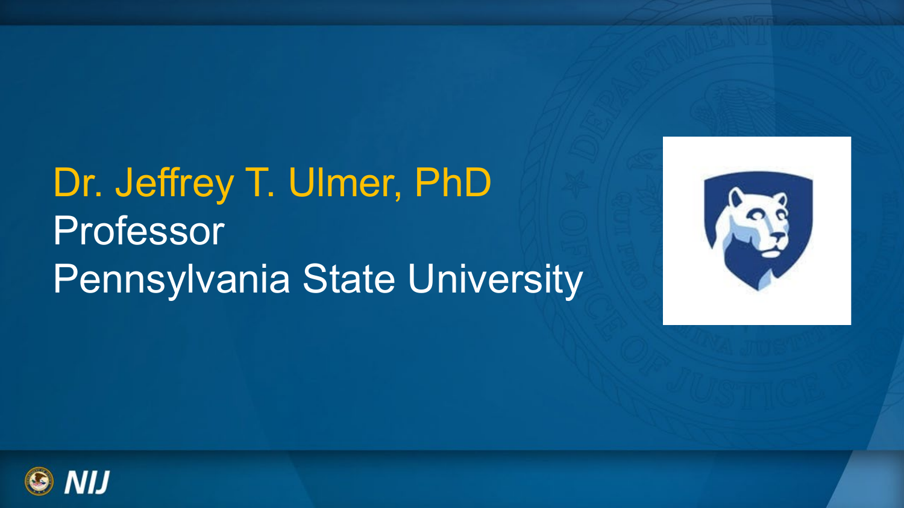# Dr. Jeffrey T. Ulmer, PhD

Professor

Pennsylvania State University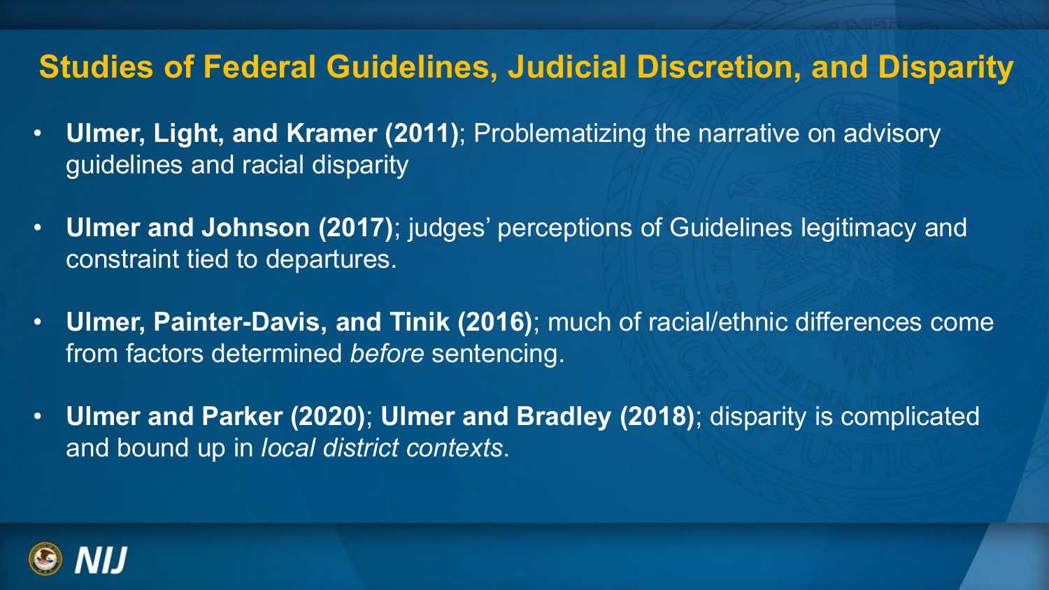## Studies of Federal Guidelines, Judicial Discretion, and Disparity

- **Ulmer, Light, and Kramer (2011)**; Problematizing the narrative on advisory guidelines and racial disparity
- **Ulmer and Johnson (2017)**; judges' perceptions of Guidelines legitimacy and constraint tied to departures.
- **Ulmer, Painter-Davis, and Tinik (2016)**; much of racial/ethnic differences come from factors determined *before* sentencing.
- **Ulmer and Parker (2020)**; **Ulmer and Bradley (2018)**; disparity is complicated and bound up in *local district contexts*.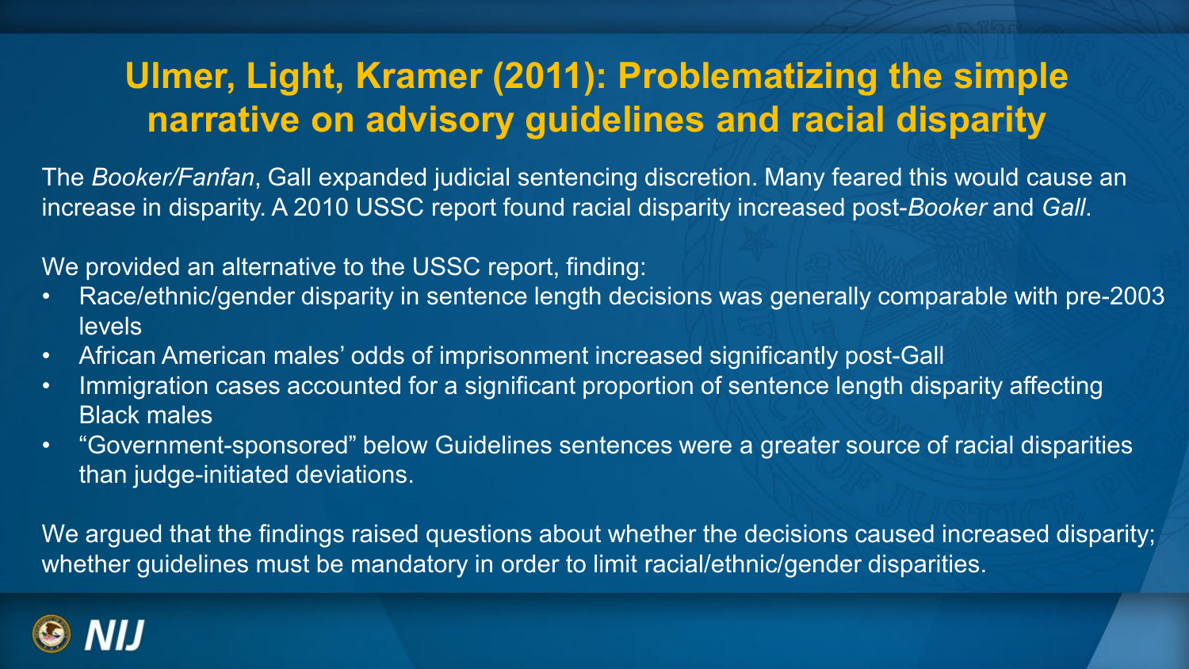## Ulmer, Light, Kramer (2011): Problematizing the simple narrative on advisory guidelines and racial disparity

The *Booker/Fanfan*, Gall expanded judicial sentencing discretion. Many feared this would cause an increase in disparity. A 2010 USSC report found racial disparity increased post-*Booker* and *Gall*.

We provided an alternative to the USSC report, finding:

- Race/ethnic/gender disparity in sentence length decisions was generally comparable with pre-2003 levels
- African American males' odds of imprisonment increased significantly post-Gall
- Immigration cases accounted for a significant proportion of sentence length disparity affecting Black males
- "Government-sponsored" below Guidelines sentences were a greater source of racial disparities than judge-initiated deviations.

We argued that the findings raised questions about whether the decisions caused increased disparity; whether guidelines must be mandatory in order to limit racial/ethnic/gender disparities.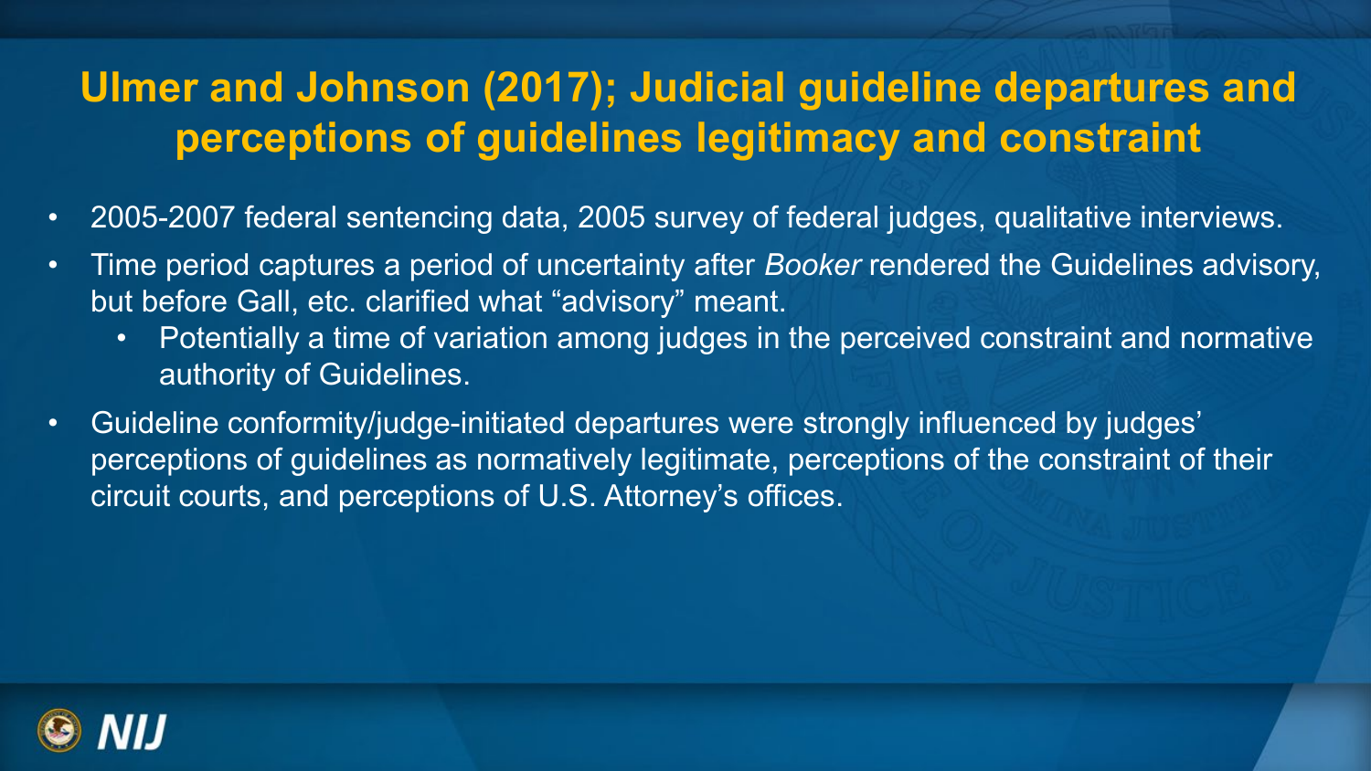# Ulmer and Johnson (2017); Judicial guideline departures and perceptions of guidelines legitimacy and constraint

- 2005-2007 federal sentencing data, 2005 survey of federal judges, qualitative interviews.
- Time period captures a period of uncertainty after *Booker* rendered the Guidelines advisory, but before Gall, etc. clarified what "advisory" meant.
  - Potentially a time of variation among judges in the perceived constraint and normative authority of Guidelines.
- Guideline conformity/judge-initiated departures were strongly influenced by judges' perceptions of guidelines as normatively legitimate, perceptions of the constraint of their circuit courts, and perceptions of U.S. Attorney's offices.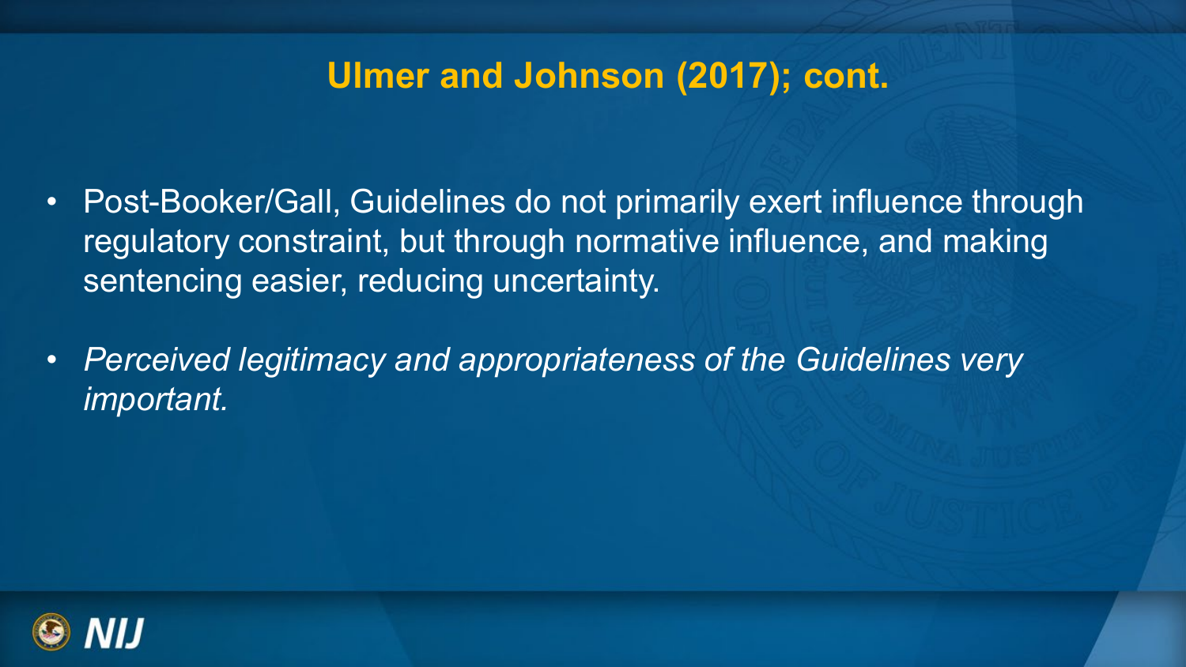## Ulmer and Johnson (2017); cont.

- Post-Booker/Gall, Guidelines do not primarily exert influence through regulatory constraint, but through normative influence, and making sentencing easier, reducing uncertainty.
- *Perceived legitimacy and appropriateness of the Guidelines very important.*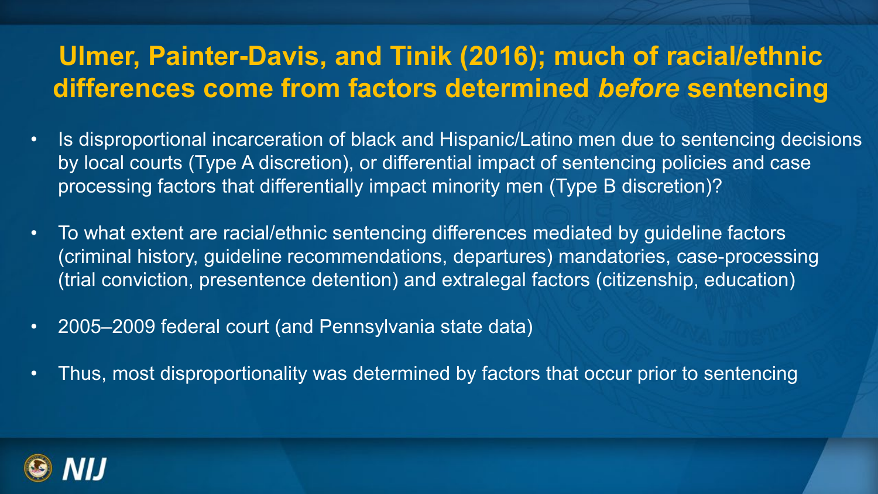## Ulmer, Painter-Davis, and Tinik (2016); much of racial/ethnic differences come from factors determined *before* sentencing

- Is disproportional incarceration of black and Hispanic/Latino men due to sentencing decisions by local courts (Type A discretion), or differential impact of sentencing policies and case processing factors that differentially impact minority men (Type B discretion)?
- To what extent are racial/ethnic sentencing differences mediated by guideline factors (criminal history, guideline recommendations, departures) mandatories, case-processing (trial conviction, presentence detention) and extralegal factors (citizenship, education)
- 2005–2009 federal court (and Pennsylvania state data)
- Thus, most disproportionality was determined by factors that occur prior to sentencing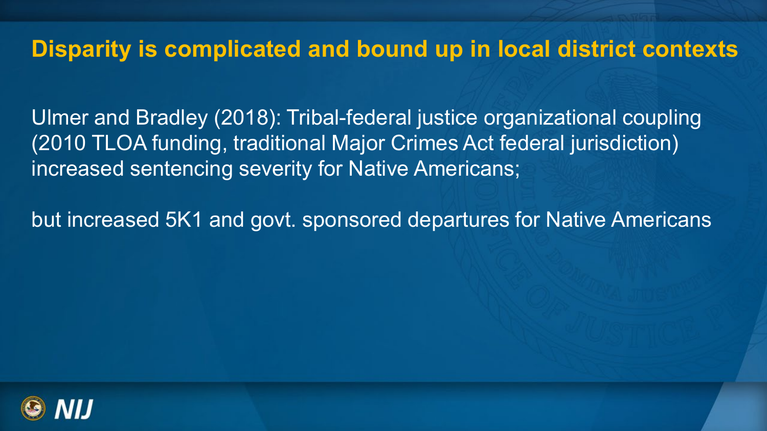## Disparity is complicated and bound up in local district contexts

Ulmer and Bradley (2018): Tribal-federal justice organizational coupling (2010 TLOA funding, traditional Major Crimes Act federal jurisdiction) increased sentencing severity for Native Americans;

but increased 5K1 and govt. sponsored departures for Native Americans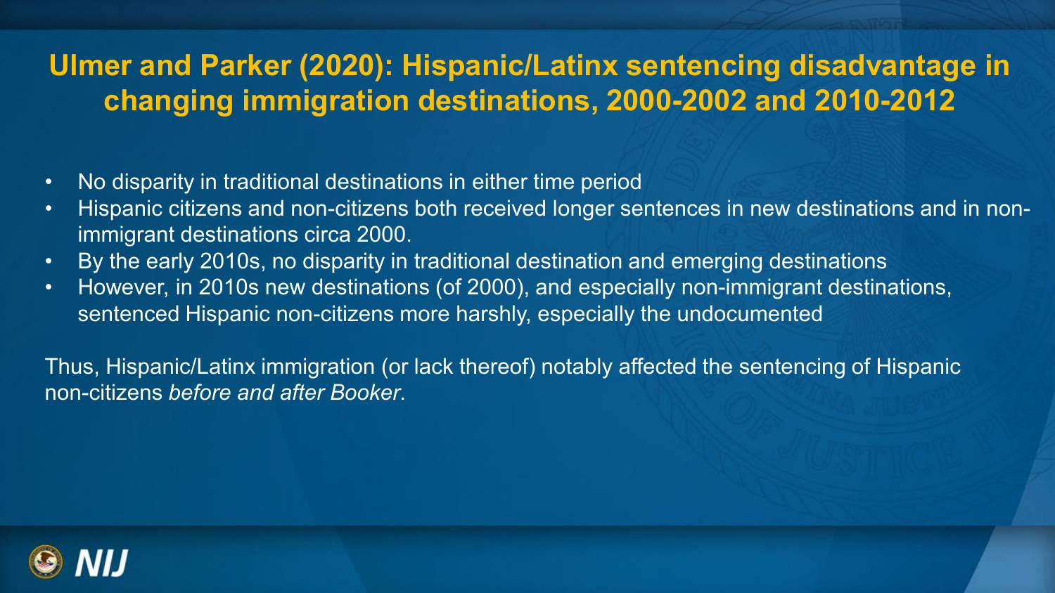# Ulmer and Parker (2020): Hispanic/Latinx sentencing disadvantage in changing immigration destinations, 2000-2002 and 2010-2012

- No disparity in traditional destinations in either time period
- Hispanic citizens and non-citizens both received longer sentences in new destinations and in non-immigrant destinations circa 2000.
- By the early 2010s, no disparity in traditional destination and emerging destinations
- However, in 2010s new destinations (of 2000), and especially non-immigrant destinations, sentenced Hispanic non-citizens more harshly, especially the undocumented

Thus, Hispanic/Latinx immigration (or lack thereof) notably affected the sentencing of Hispanic non-citizens *before and after Booker*.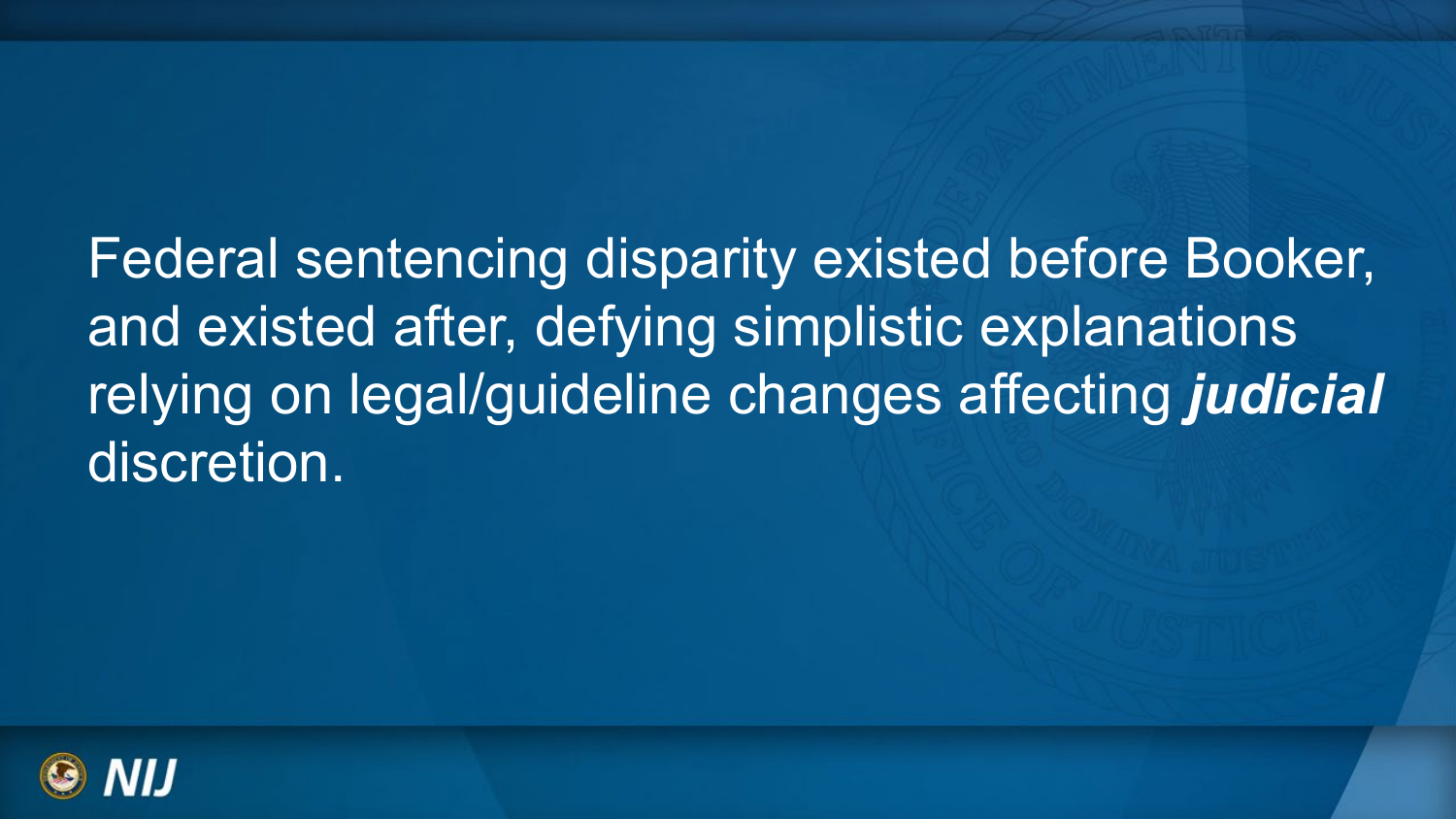Federal sentencing disparity existed before Booker, and existed after, defying simplistic explanations relying on legal/guideline changes affecting ***judicial*** discretion.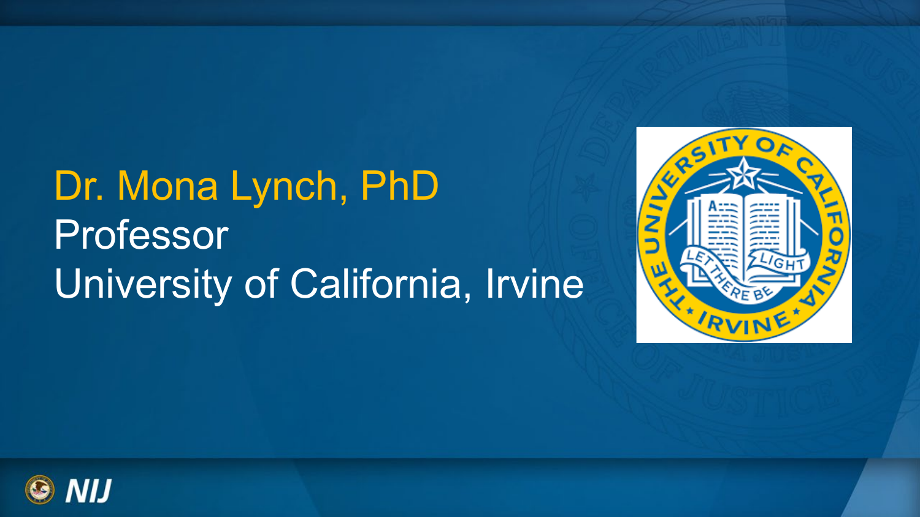# Dr. Mona Lynch, PhD

Professor

University of California, Irvine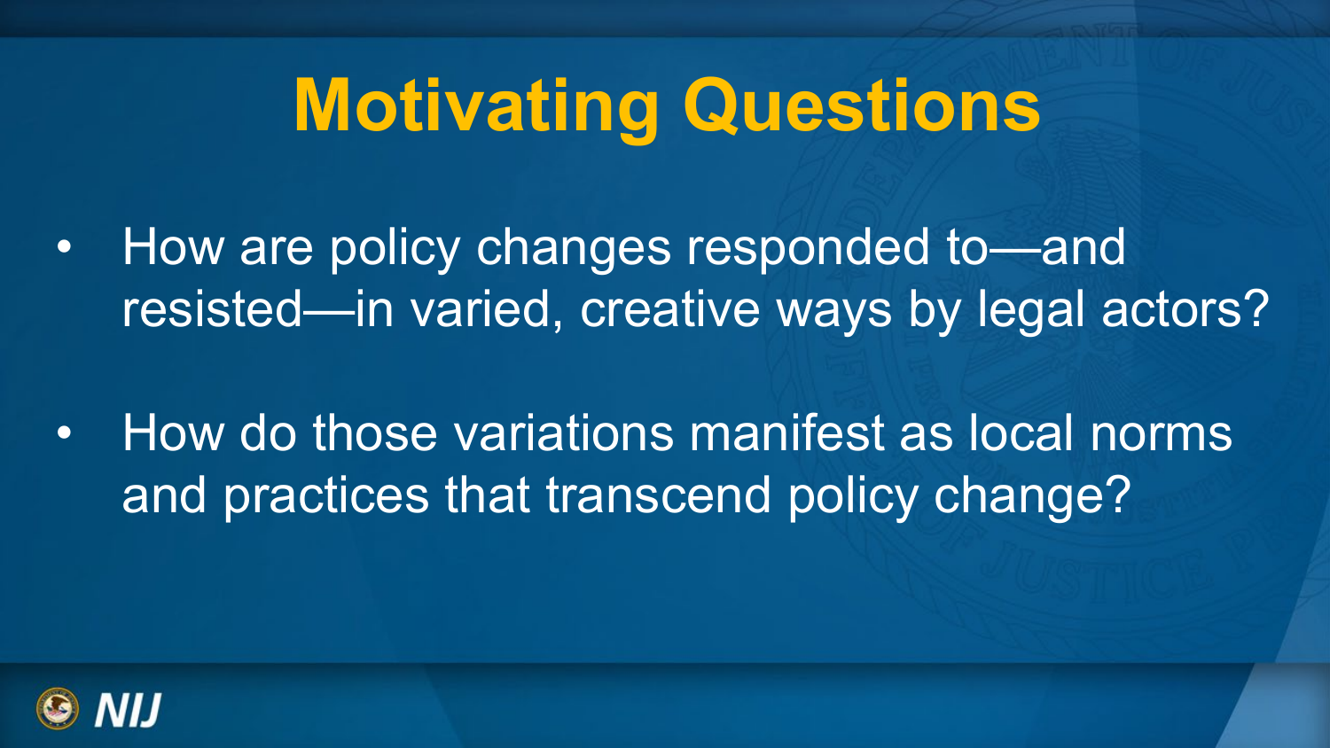# Motivating Questions

- How are policy changes responded to—and resisted—in varied, creative ways by legal actors?
- How do those variations manifest as local norms and practices that transcend policy change?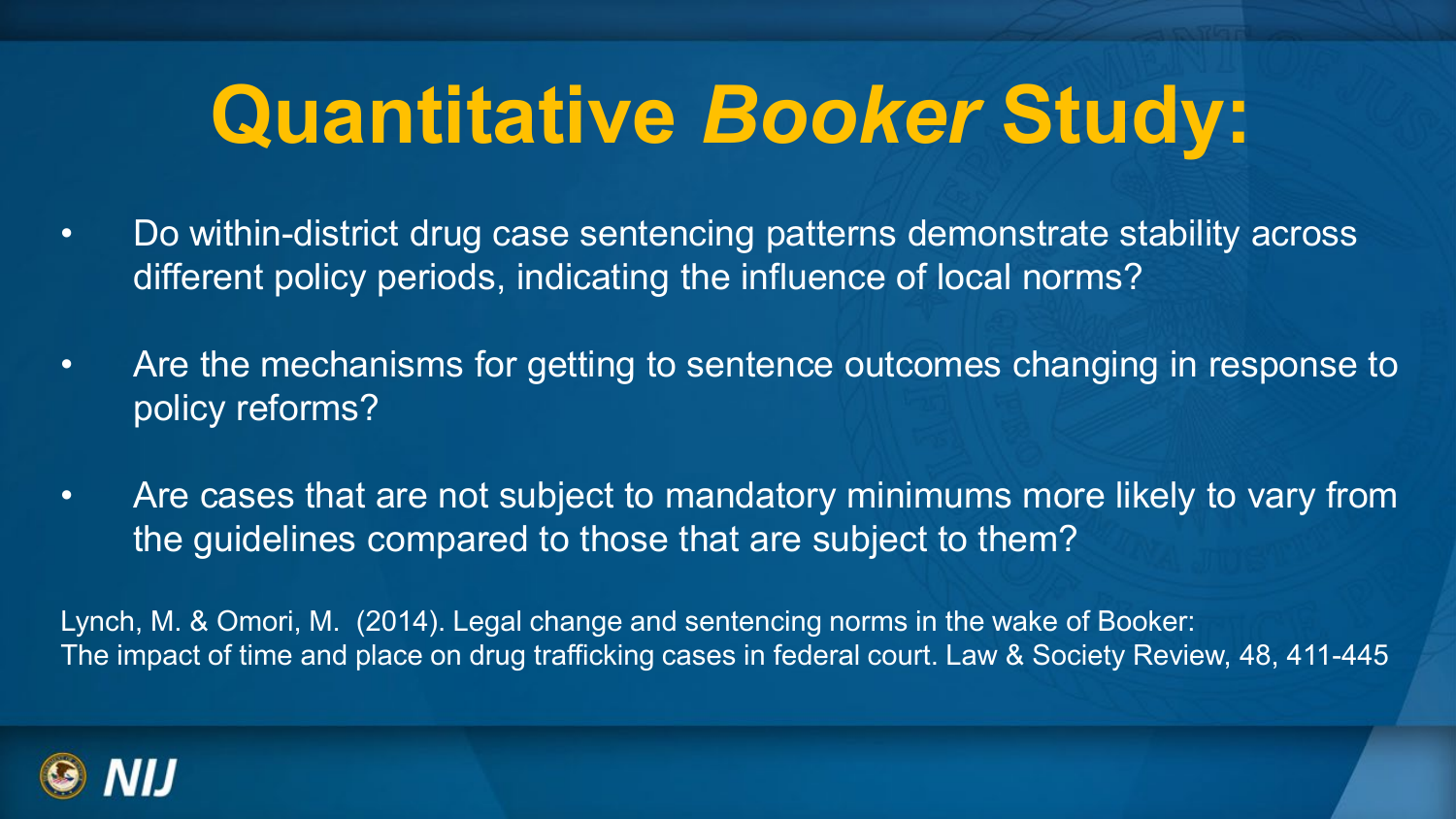# Quantitative *Booker* Study:

- Do within-district drug case sentencing patterns demonstrate stability across different policy periods, indicating the influence of local norms?
- Are the mechanisms for getting to sentence outcomes changing in response to policy reforms?
- Are cases that are not subject to mandatory minimums more likely to vary from the guidelines compared to those that are subject to them?

Lynch, M. & Omori, M. (2014). Legal change and sentencing norms in the wake of Booker: The impact of time and place on drug trafficking cases in federal court. Law & Society Review, 48, 411-445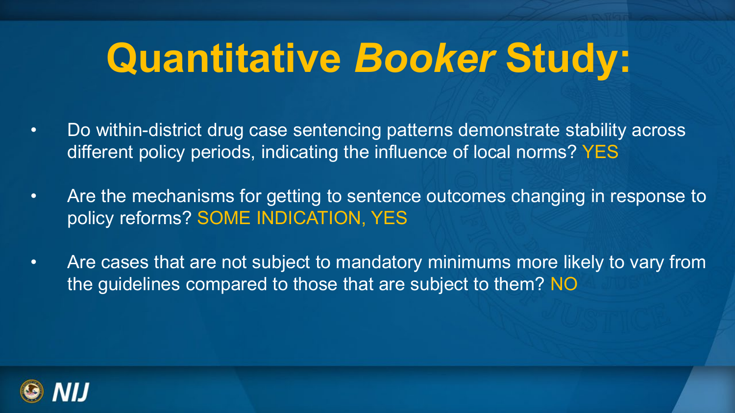# Quantitative *Booker* Study:

- Do within-district drug case sentencing patterns demonstrate stability across different policy periods, indicating the influence of local norms? YES
- Are the mechanisms for getting to sentence outcomes changing in response to policy reforms? SOME INDICATION, YES
- Are cases that are not subject to mandatory minimums more likely to vary from the guidelines compared to those that are subject to them? NO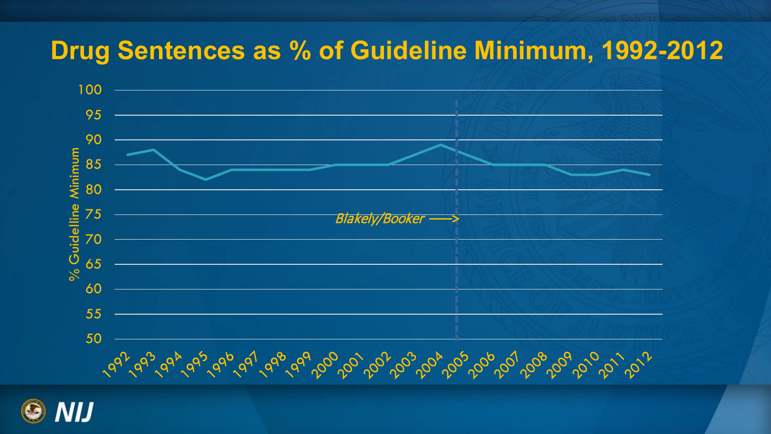# Drug Sentences as % of Guideline Minimum, 1992-2012

% Guideline Minimum

100
95
90
85
80
75
70
65
60
55
50

*Blakely/Booker* ——>

1992 1993 1994 1995 1996 1997 1998 1999 2000 2001 2002 2003 2004 2005 2006 2007 2008 2009 2010 2011 2012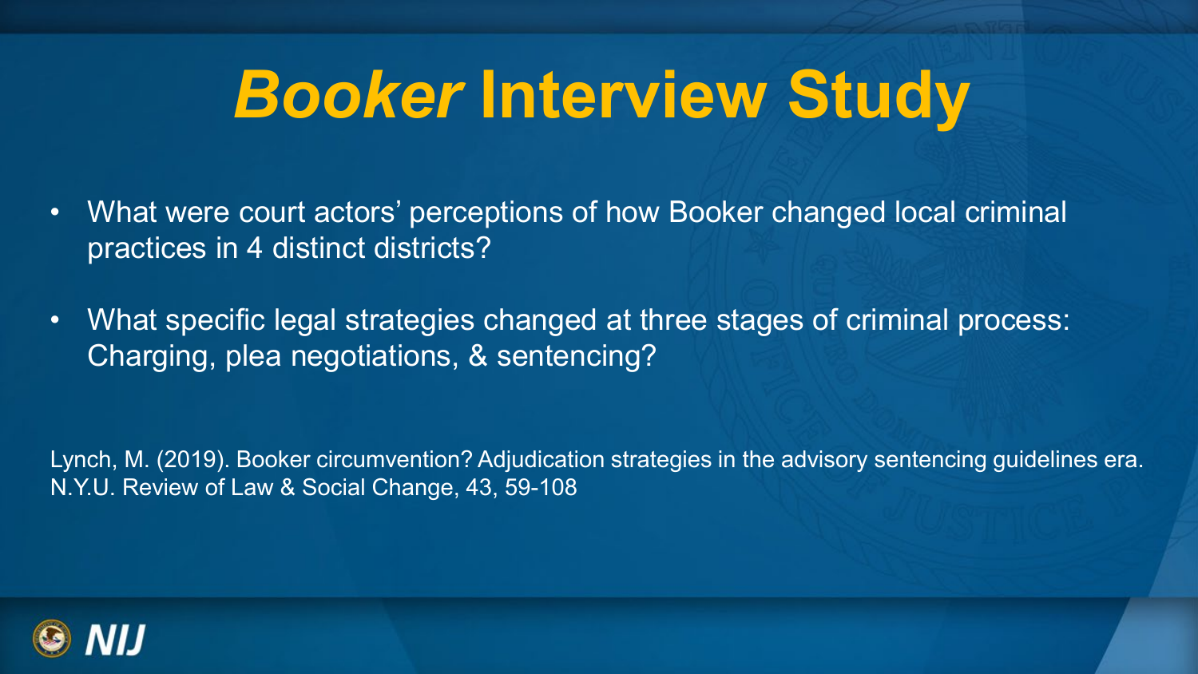# *Booker* Interview Study

- What were court actors' perceptions of how Booker changed local criminal practices in 4 distinct districts?
- What specific legal strategies changed at three stages of criminal process: Charging, plea negotiations, & sentencing?

Lynch, M. (2019). Booker circumvention? Adjudication strategies in the advisory sentencing guidelines era. N.Y.U. Review of Law & Social Change, 43, 59-108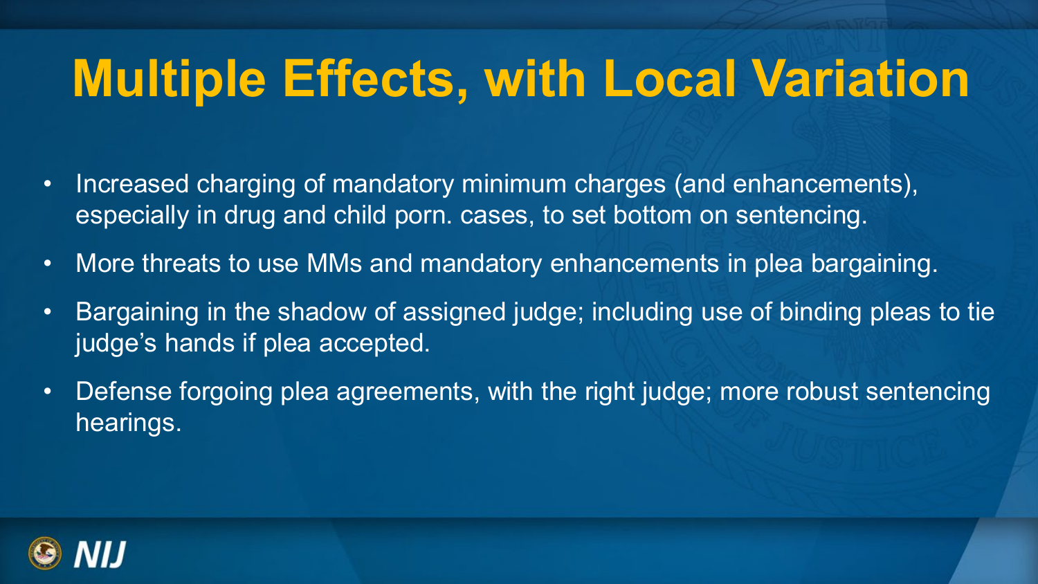# Multiple Effects, with Local Variation

- Increased charging of mandatory minimum charges (and enhancements), especially in drug and child porn. cases, to set bottom on sentencing.
- More threats to use MMs and mandatory enhancements in plea bargaining.
- Bargaining in the shadow of assigned judge; including use of binding pleas to tie judge's hands if plea accepted.
- Defense forgoing plea agreements, with the right judge; more robust sentencing hearings.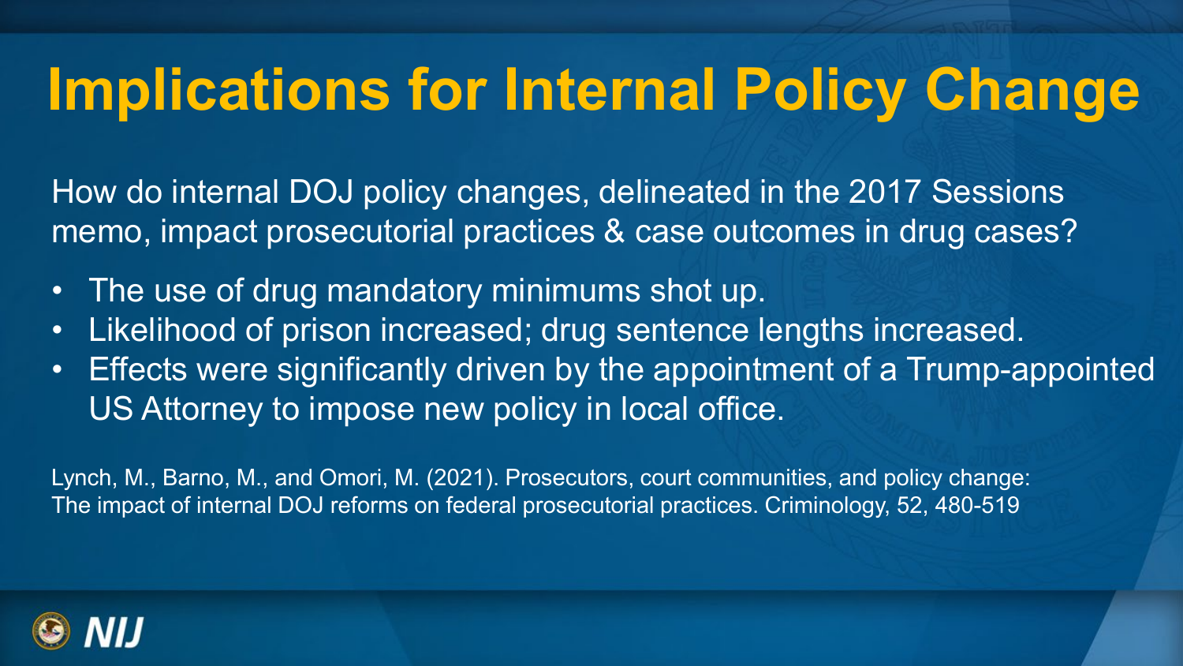# Implications for Internal Policy Change

How do internal DOJ policy changes, delineated in the 2017 Sessions memo, impact prosecutorial practices & case outcomes in drug cases?

- The use of drug mandatory minimums shot up.
- Likelihood of prison increased; drug sentence lengths increased.
- Effects were significantly driven by the appointment of a Trump-appointed US Attorney to impose new policy in local office.

Lynch, M., Barno, M., and Omori, M. (2021). Prosecutors, court communities, and policy change: The impact of internal DOJ reforms on federal prosecutorial practices. Criminology, 52, 480-519

NIJ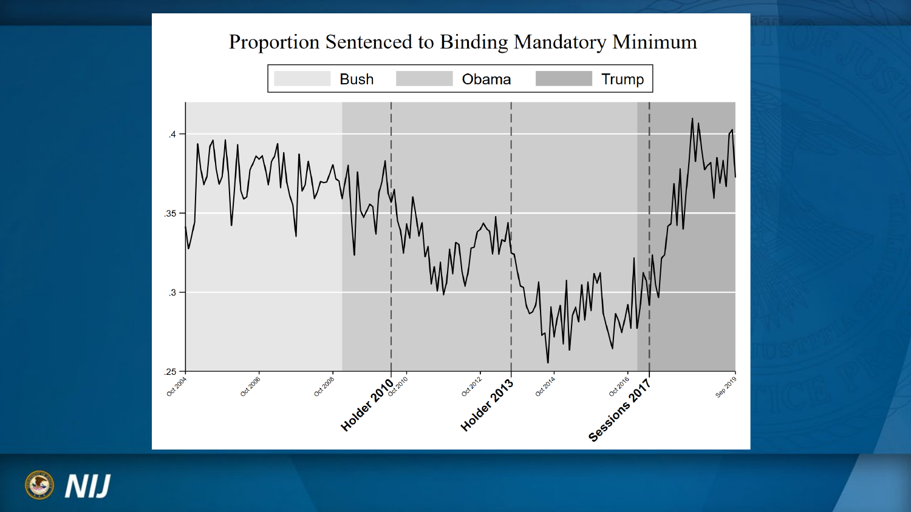# Proportion Sentenced to Binding Mandatory Minimum

Bush | Obama | Trump

.4

.35

.3

.25

Oct 2004 | Oct 2006 | Oct 2008 | Holder 2010 | Oct 2010 | Oct 2012 | Holder 2013 | Oct 2014 | Oct 2016 | Sessions 2017 | Sep 2019

NIJ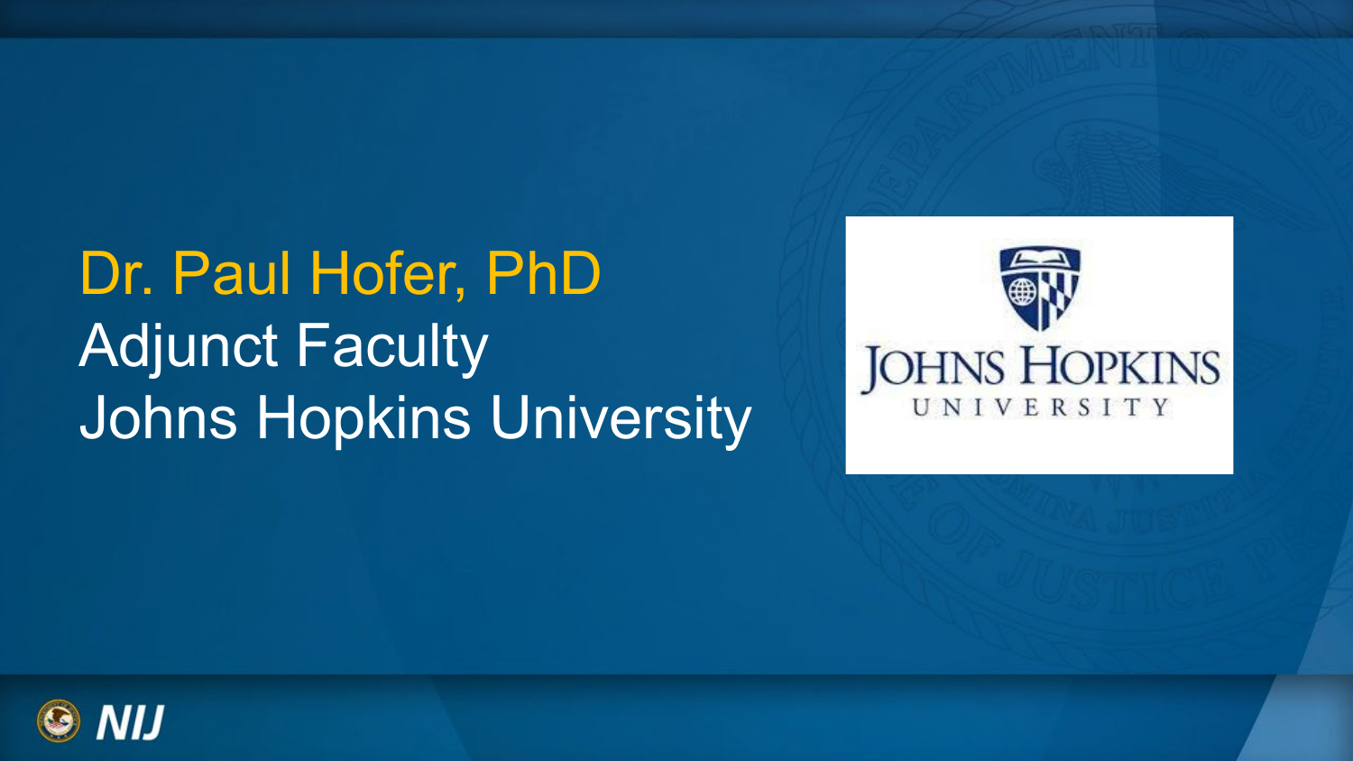# Dr. Paul Hofer, PhD

Adjunct Faculty

Johns Hopkins University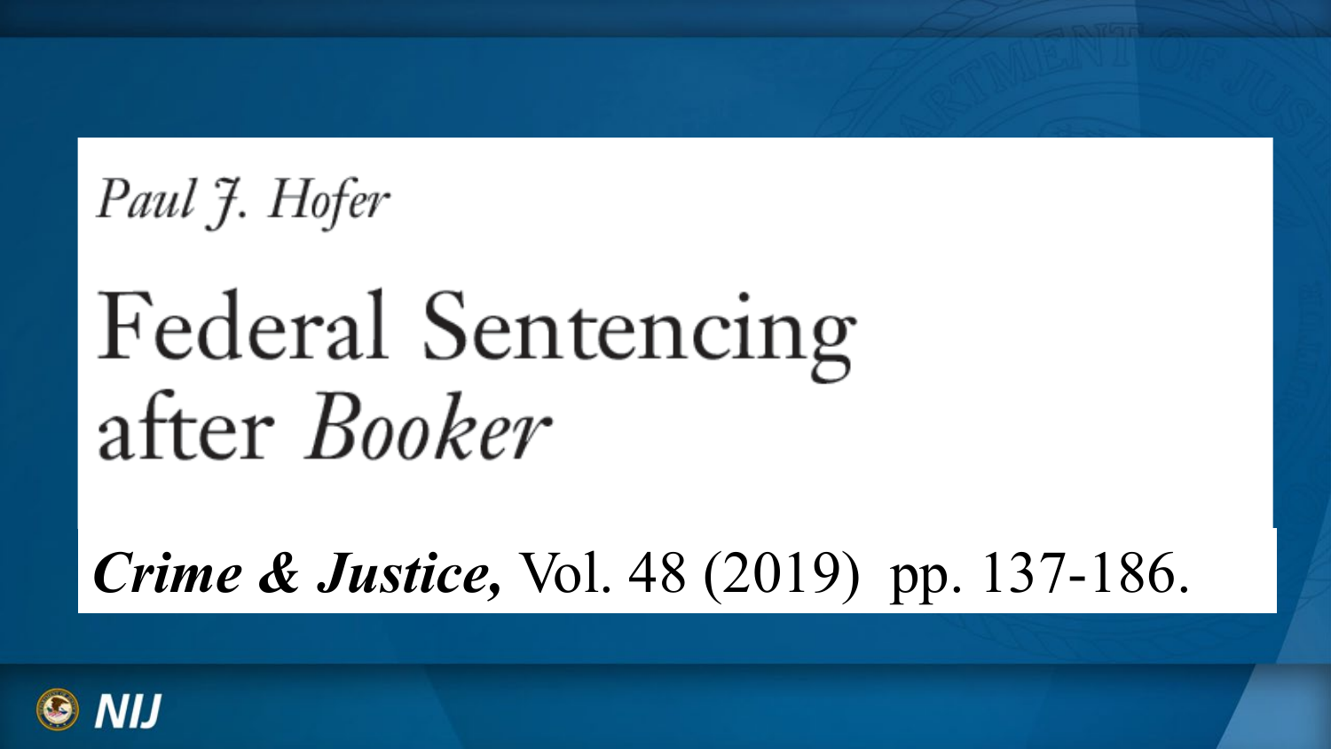*Paul J. Hofer*

# Federal Sentencing after *Booker*

***Crime & Justice,*** Vol. 48 (2019) pp. 137-186.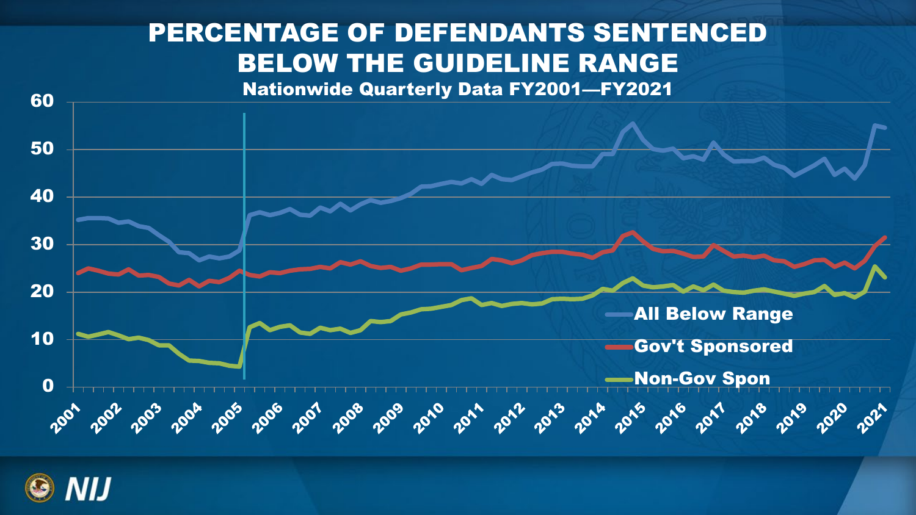# PERCENTAGE OF DEFENDANTS SENTENCED BELOW THE GUIDELINE RANGE

**Nationwide Quarterly Data FY2001—FY2021**

- All Below Range
- Gov't Sponsored
- Non-Gov Spon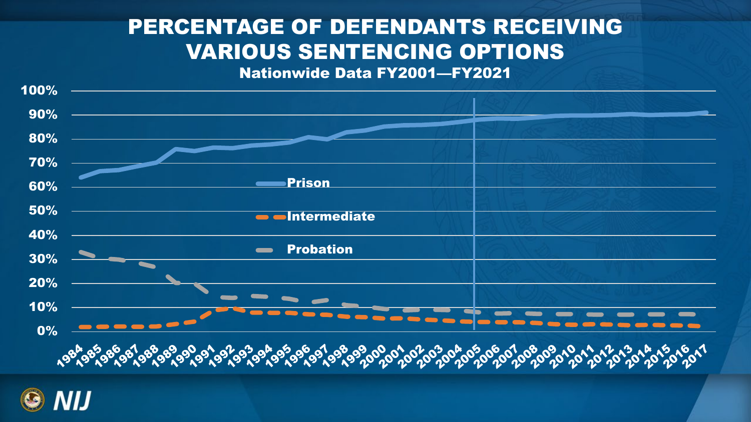# PERCENTAGE OF DEFENDANTS RECEIVING VARIOUS SENTENCING OPTIONS

**Nationwide Data FY2001—FY2021**

- Prison
- Intermediate
- Probation

100%, 90%, 80%, 70%, 60%, 50%, 40%, 30%, 20%, 10%, 0%

1984, 1985, 1986, 1987, 1988, 1989, 1990, 1991, 1992, 1993, 1994, 1995, 1996, 1997, 1998, 1999, 2000, 2001, 2002, 2003, 2004, 2005, 2006, 2007, 2008, 2009, 2010, 2011, 2012, 2013, 2014, 2015, 2016, 2017

NIJ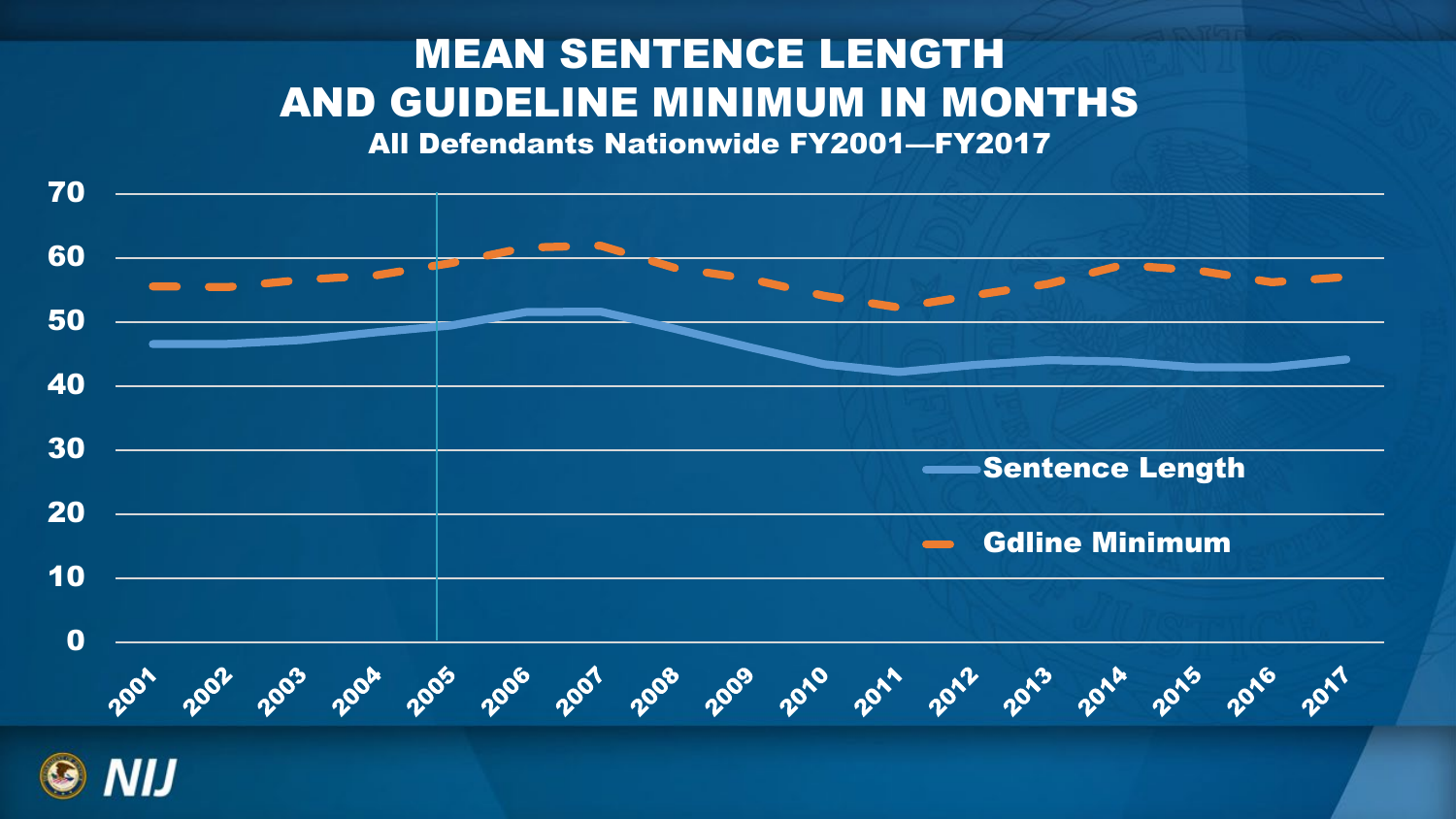# MEAN SENTENCE LENGTH AND GUIDELINE MINIMUM IN MONTHS

**All Defendants Nationwide FY2001—FY2017**

70
60
50
40
30
20
10
0

2001 2002 2003 2004 2005 2006 2007 2008 2009 2010 2011 2012 2013 2014 2015 2016 2017

Sentence Length

Gdline Minimum

NIJ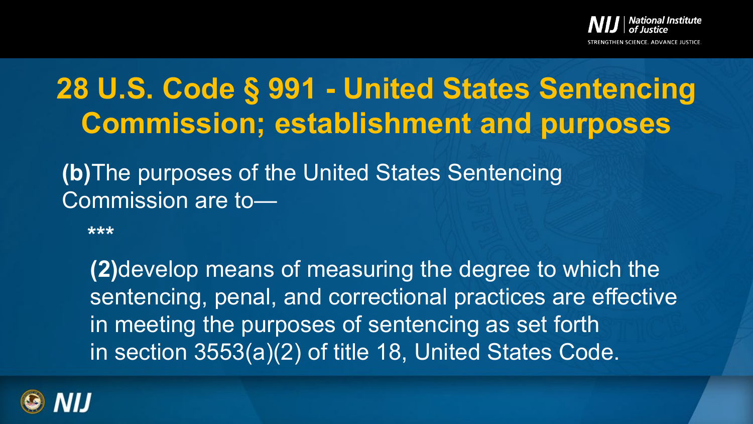# 28 U.S. Code § 991 - United States Sentencing Commission; establishment and purposes

**(b)** The purposes of the United States Sentencing Commission are to—

***

**(2)** develop means of measuring the degree to which the sentencing, penal, and correctional practices are effective in meeting the purposes of sentencing as set forth in section 3553(a)(2) of title 18, United States Code.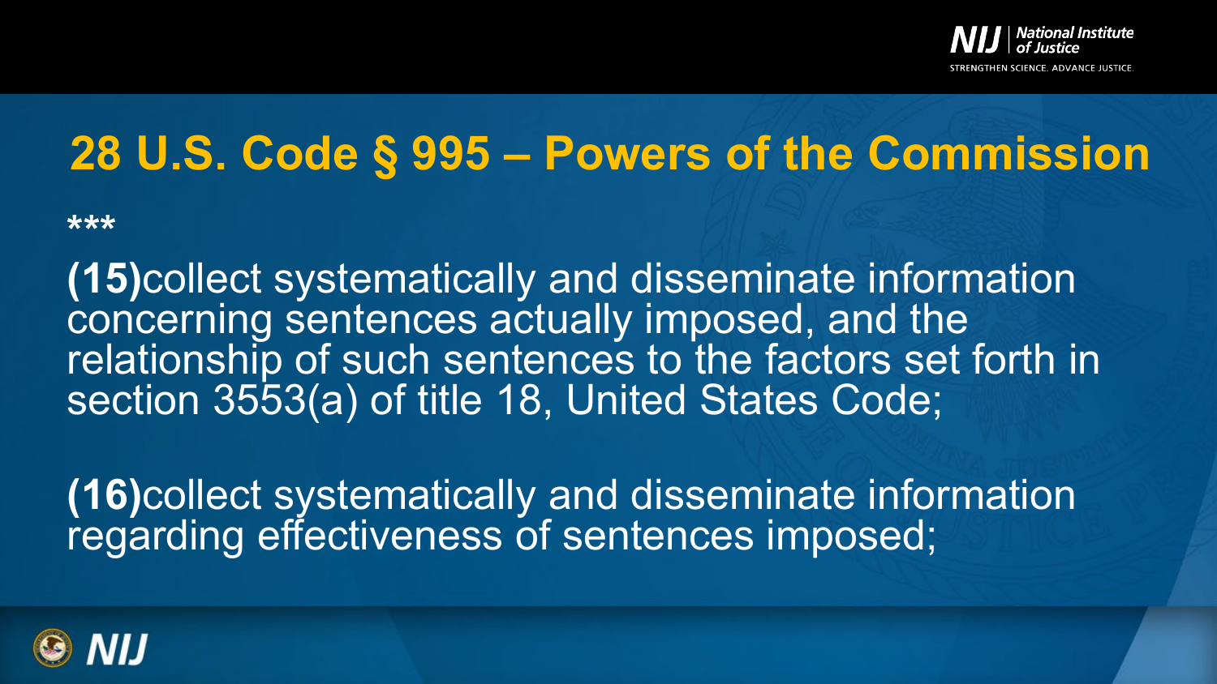# 28 U.S. Code § 995 – Powers of the Commission

***

**(15)**collect systematically and disseminate information concerning sentences actually imposed, and the relationship of such sentences to the factors set forth in section 3553(a) of title 18, United States Code;

**(16)**collect systematically and disseminate information regarding effectiveness of sentences imposed;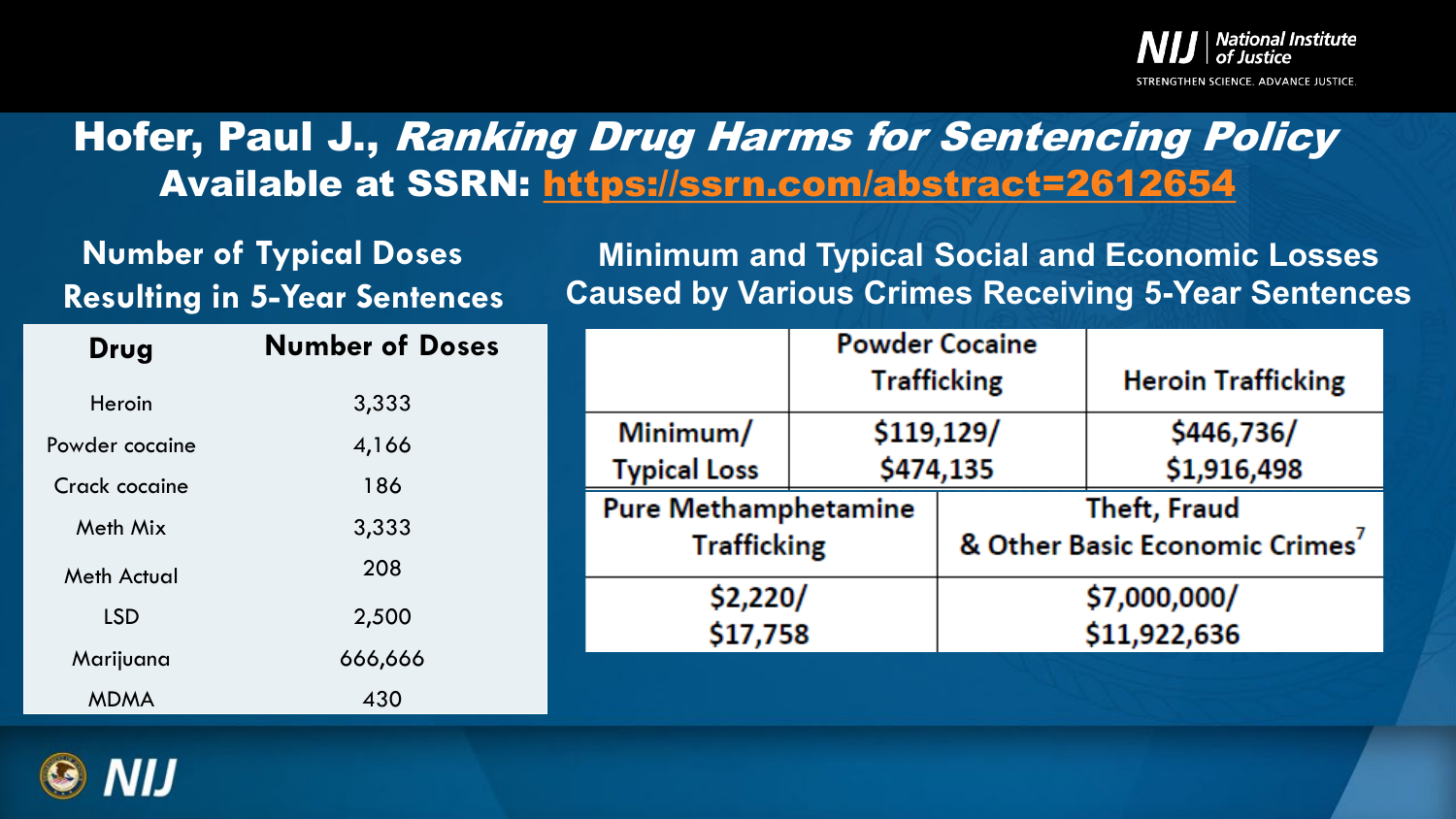# Hofer, Paul J., *Ranking Drug Harms for Sentencing Policy*

## Available at SSRN: https://ssrn.com/abstract=2612654

### Number of Typical Doses Resulting in 5-Year Sentences

| Drug | Number of Doses |
| --- | --- |
| Heroin | 3,333 |
| Powder cocaine | 4,166 |
| Crack cocaine | 186 |
| Meth Mix | 3,333 |
| Meth Actual | 208 |
| LSD | 2,500 |
| Marijuana | 666,666 |
| MDMA | 430 |

### Minimum and Typical Social and Economic Losses Caused by Various Crimes Receiving 5-Year Sentences

| | Powder Cocaine Trafficking | Heroin Trafficking |
| --- | --- | --- |
| Minimum/ Typical Loss | $119,129/ $474,135 | $446,736/ $1,916,498 |

| Pure Methamphetamine Trafficking | Theft, Fraud & Other Basic Economic Crimes[7] |
| --- | --- |
| $2,220/ $17,758 | $7,000,000/ $11,922,636 |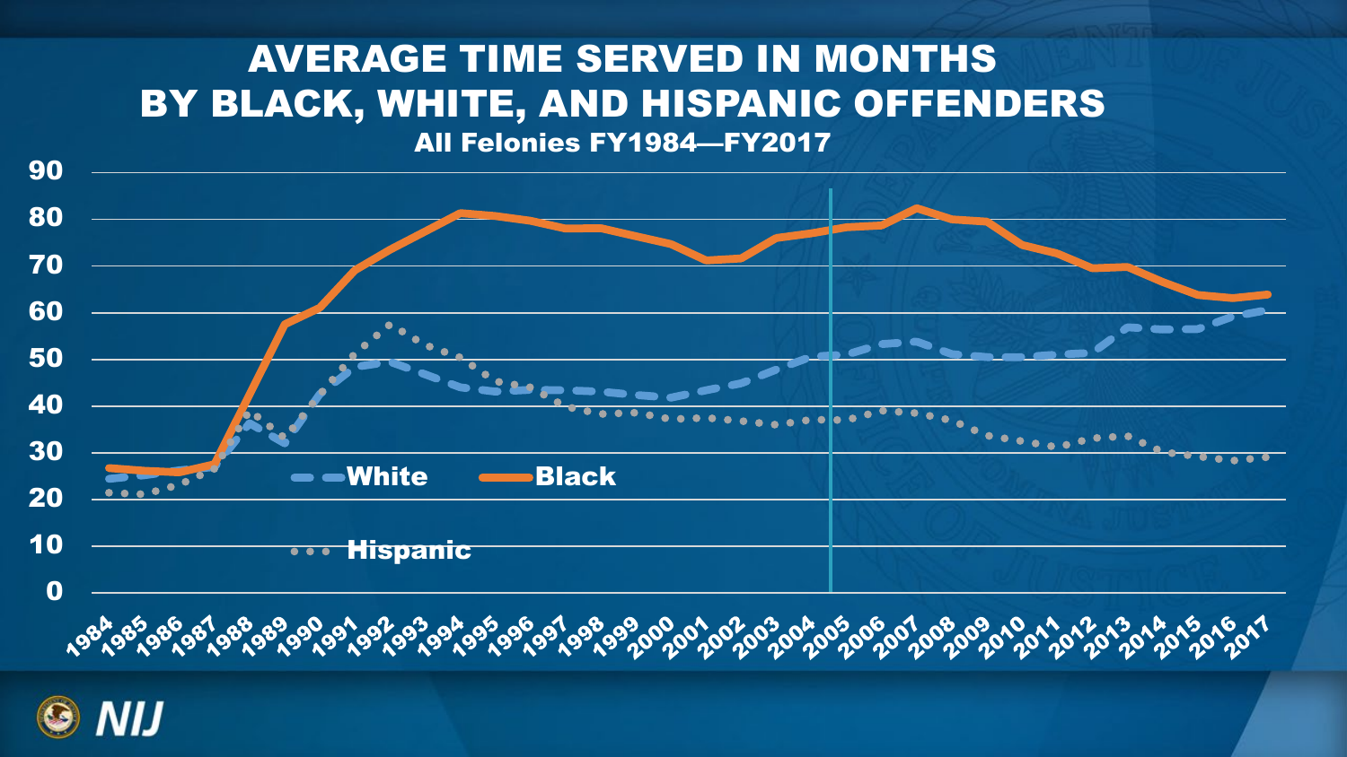# AVERAGE TIME SERVED IN MONTHS BY BLACK, WHITE, AND HISPANIC OFFENDERS

**All Felonies FY1984—FY2017**

90
80
70
60
50
40
30
20
10
0

White — Black — Hispanic

1984 1985 1986 1987 1988 1989 1990 1991 1992 1993 1994 1995 1996 1997 1998 1999 2000 2001 2002 2003 2004 2005 2006 2007 2008 2009 2010 2011 2012 2013 2014 2015 2016 2017

NIJ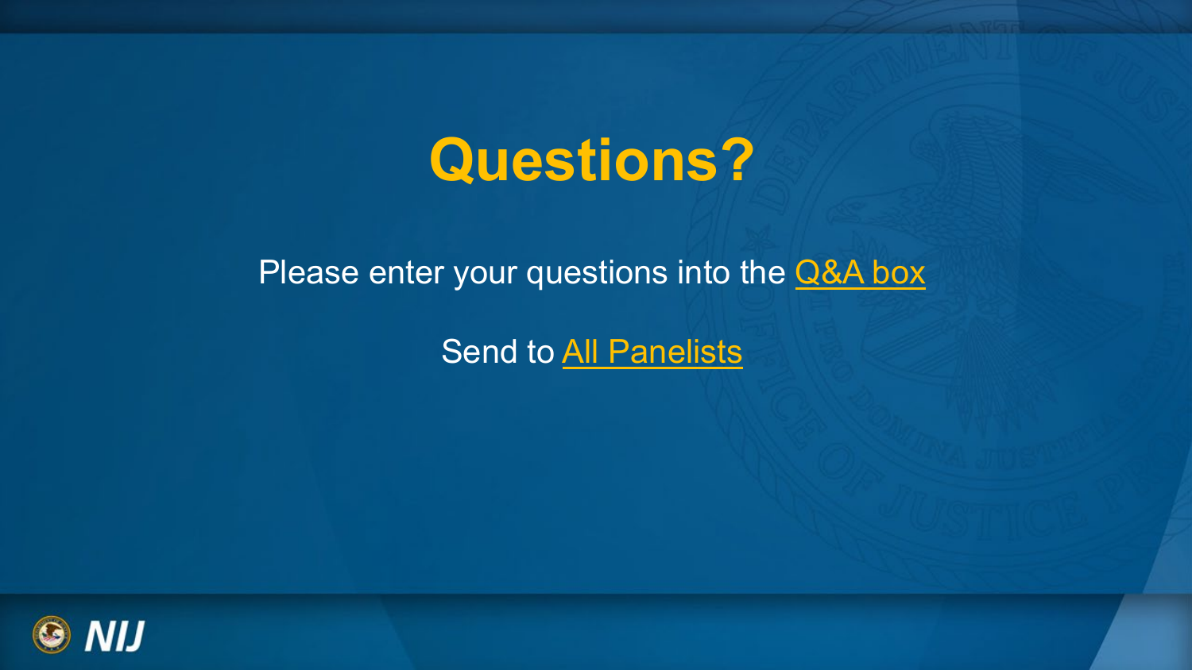# Questions?

Please enter your questions into the Q&A box

Send to All Panelists